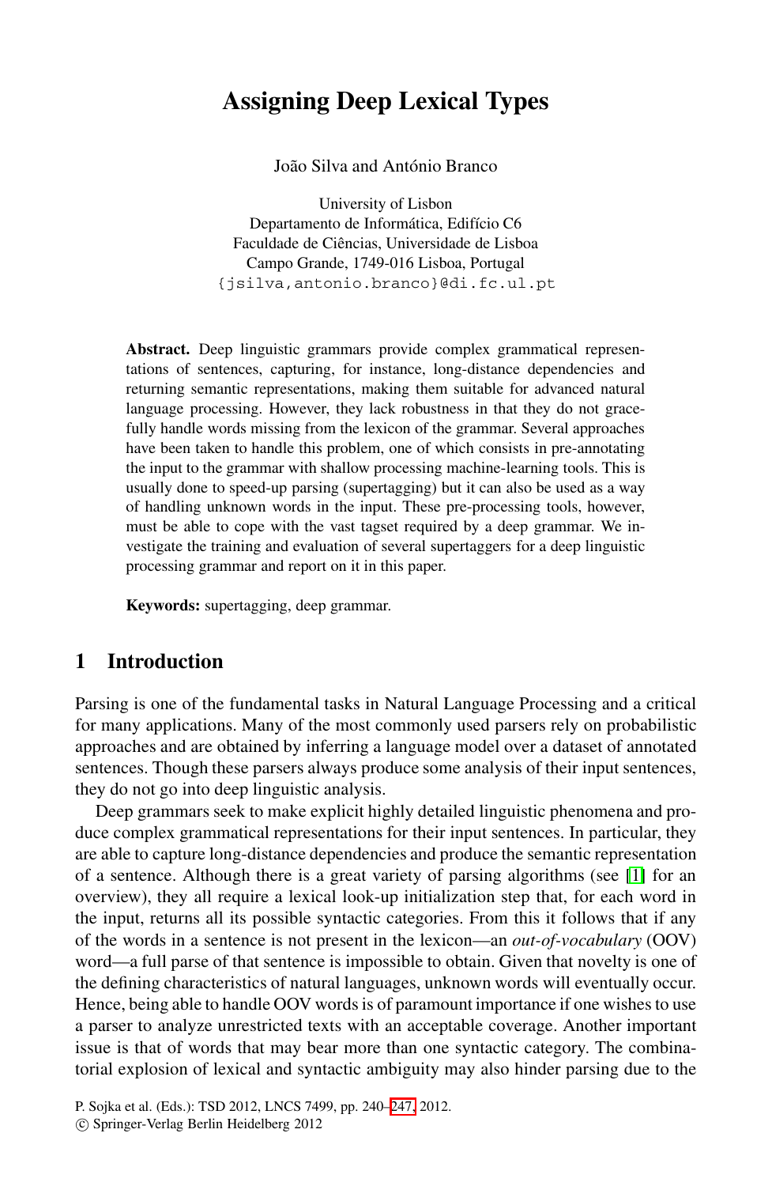# Assigning Deep Lexical Types

João Silva and António Branco

University of Lisbon
Departamento de Informática, Edifício C6
Faculdade de Ciências, Universidade de Lisboa
Campo Grande, 1749-016 Lisboa, Portugal
{jsilva,antonio.branco}@di.fc.ul.pt

**Abstract.** Deep linguistic grammars provide complex grammatical representations of sentences, capturing, for instance, long-distance dependencies and returning semantic representations, making them suitable for advanced natural language processing. However, they lack robustness in that they do not gracefully handle words missing from the lexicon of the grammar. Several approaches have been taken to handle this problem, one of which consists in pre-annotating the input to the grammar with shallow processing machine-learning tools. This is usually done to speed-up parsing (supertagging) but it can also be used as a way of handling unknown words in the input. These pre-processing tools, however, must be able to cope with the vast tagset required by a deep grammar. We investigate the training and evaluation of several supertaggers for a deep linguistic processing grammar and report on it in this paper.

**Keywords:** supertagging, deep grammar.

## 1 Introduction

Parsing is one of the fundamental tasks in Natural Language Processing and a critical for many applications. Many of the most commonly used parsers rely on probabilistic approaches and are obtained by inferring a language model over a dataset of annotated sentences. Though these parsers always produce some analysis of their input sentences, they do not go into deep linguistic analysis.

Deep grammars seek to make explicit highly detailed linguistic phenomena and produce complex grammatical representations for their input sentences. In particular, they are able to capture long-distance dependencies and produce the semantic representation of a sentence. Although there is a great variety of parsing algorithms (see [1] for an overview), they all require a lexical look-up initialization step that, for each word in the input, returns all its possible syntactic categories. From this it follows that if any of the words in a sentence is not present in the lexicon—an *out-of-vocabulary* (OOV) word—a full parse of that sentence is impossible to obtain. Given that novelty is one of the defining characteristics of natural languages, unknown words will eventually occur. Hence, being able to handle OOV words is of paramount importance if one wishes to use a parser to analyze unrestricted texts with an acceptable coverage. Another important issue is that of words that may bear more than one syntactic category. The combinatorial explosion of lexical and syntactic ambiguity may also hinder parsing due to the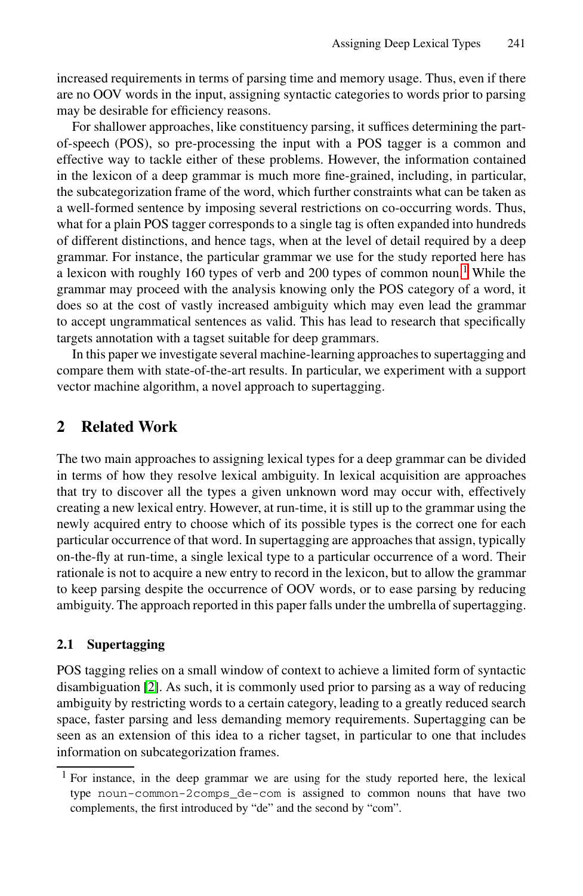increased requirements in terms of parsing time and memory usage. Thus, even if there are no OOV words in the input, assigning syntactic categories to words prior to parsing may be desirable for efficiency reasons.

For shallower approaches, like constituency parsing, it suffices determining the part-of-speech (POS), so pre-processing the input with a POS tagger is a common and effective way to tackle either of these problems. However, the information contained in the lexicon of a deep grammar is much more fine-grained, including, in particular, the subcategorization frame of the word, which further constraints what can be taken as a well-formed sentence by imposing several restrictions on co-occurring words. Thus, what for a plain POS tagger corresponds to a single tag is often expanded into hundreds of different distinctions, and hence tags, when at the level of detail required by a deep grammar. For instance, the particular grammar we use for the study reported here has a lexicon with roughly 160 types of verb and 200 types of common noun.[1] While the grammar may proceed with the analysis knowing only the POS category of a word, it does so at the cost of vastly increased ambiguity which may even lead the grammar to accept ungrammatical sentences as valid. This has lead to research that specifically targets annotation with a tagset suitable for deep grammars.

In this paper we investigate several machine-learning approaches to supertagging and compare them with state-of-the-art results. In particular, we experiment with a support vector machine algorithm, a novel approach to supertagging.

## 2 Related Work

The two main approaches to assigning lexical types for a deep grammar can be divided in terms of how they resolve lexical ambiguity. In lexical acquisition are approaches that try to discover all the types a given unknown word may occur with, effectively creating a new lexical entry. However, at run-time, it is still up to the grammar using the newly acquired entry to choose which of its possible types is the correct one for each particular occurrence of that word. In supertagging are approaches that assign, typically on-the-fly at run-time, a single lexical type to a particular occurrence of a word. Their rationale is not to acquire a new entry to record in the lexicon, but to allow the grammar to keep parsing despite the occurrence of OOV words, or to ease parsing by reducing ambiguity. The approach reported in this paper falls under the umbrella of supertagging.

### 2.1 Supertagging

POS tagging relies on a small window of context to achieve a limited form of syntactic disambiguation [2]. As such, it is commonly used prior to parsing as a way of reducing ambiguity by restricting words to a certain category, leading to a greatly reduced search space, faster parsing and less demanding memory requirements. Supertagging can be seen as an extension of this idea to a richer tagset, in particular to one that includes information on subcategorization frames.

[1] For instance, in the deep grammar we are using for the study reported here, the lexical type `noun-common-2comps_de-com` is assigned to common nouns that have two complements, the first introduced by "de" and the second by "com".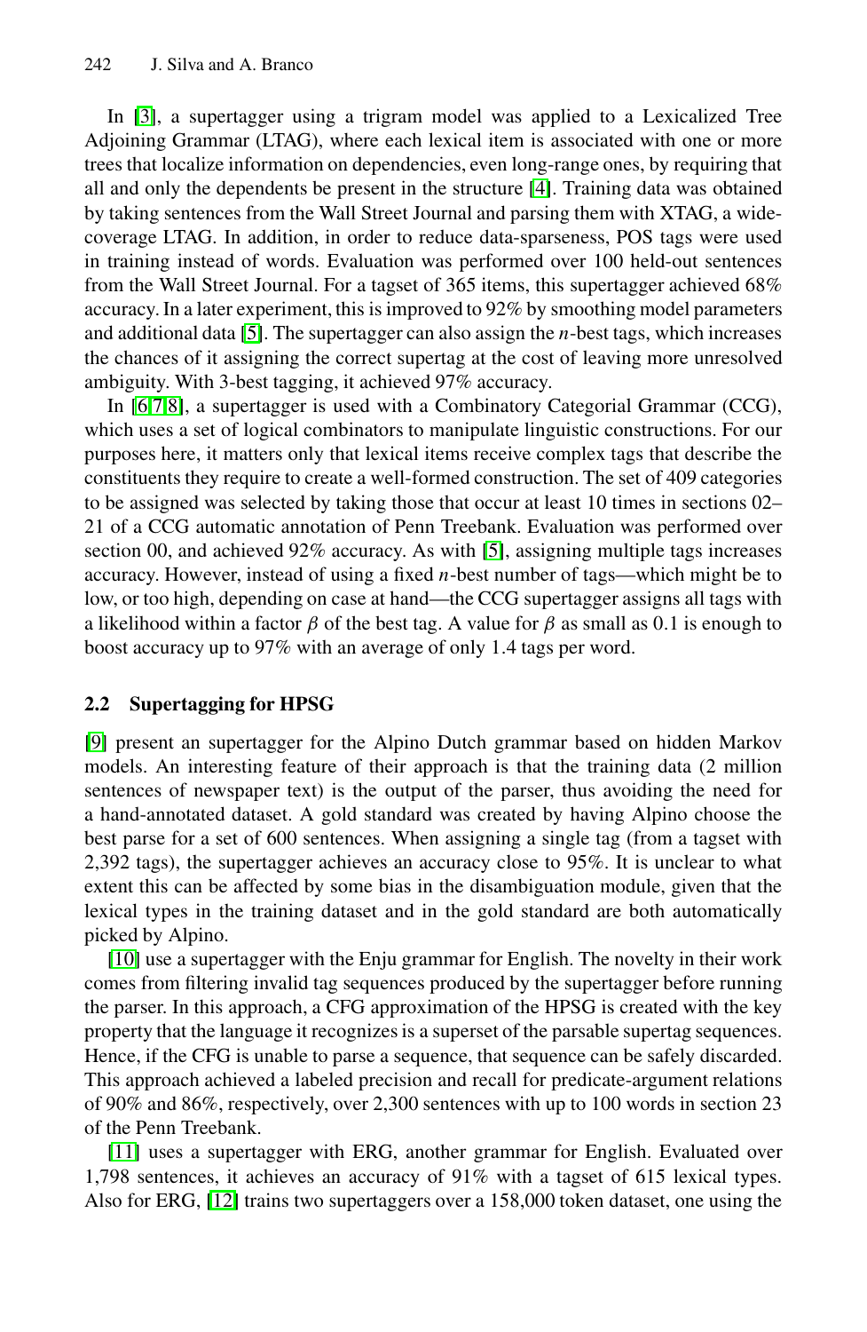In [3], a supertagger using a trigram model was applied to a Lexicalized Tree Adjoining Grammar (LTAG), where each lexical item is associated with one or more trees that localize information on dependencies, even long-range ones, by requiring that all and only the dependents be present in the structure [4]. Training data was obtained by taking sentences from the Wall Street Journal and parsing them with XTAG, a wide-coverage LTAG. In addition, in order to reduce data-sparseness, POS tags were used in training instead of words. Evaluation was performed over 100 held-out sentences from the Wall Street Journal. For a tagset of 365 items, this supertagger achieved 68% accuracy. In a later experiment, this is improved to 92% by smoothing model parameters and additional data [5]. The supertagger can also assign the *n*-best tags, which increases the chances of it assigning the correct supertag at the cost of leaving more unresolved ambiguity. With 3-best tagging, it achieved 97% accuracy.

In [6,7,8], a supertagger is used with a Combinatory Categorial Grammar (CCG), which uses a set of logical combinators to manipulate linguistic constructions. For our purposes here, it matters only that lexical items receive complex tags that describe the constituents they require to create a well-formed construction. The set of 409 categories to be assigned was selected by taking those that occur at least 10 times in sections 02–21 of a CCG automatic annotation of Penn Treebank. Evaluation was performed over section 00, and achieved 92% accuracy. As with [5], assigning multiple tags increases accuracy. However, instead of using a fixed *n*-best number of tags—which might be to low, or too high, depending on case at hand—the CCG supertagger assigns all tags with a likelihood within a factor $\beta$ of the best tag. A value for $\beta$ as small as 0.1 is enough to boost accuracy up to 97% with an average of only 1.4 tags per word.

### 2.2 Supertagging for HPSG

[9] present an supertagger for the Alpino Dutch grammar based on hidden Markov models. An interesting feature of their approach is that the training data (2 million sentences of newspaper text) is the output of the parser, thus avoiding the need for a hand-annotated dataset. A gold standard was created by having Alpino choose the best parse for a set of 600 sentences. When assigning a single tag (from a tagset with 2,392 tags), the supertagger achieves an accuracy close to 95%. It is unclear to what extent this can be affected by some bias in the disambiguation module, given that the lexical types in the training dataset and in the gold standard are both automatically picked by Alpino.

[10] use a supertagger with the Enju grammar for English. The novelty in their work comes from filtering invalid tag sequences produced by the supertagger before running the parser. In this approach, a CFG approximation of the HPSG is created with the key property that the language it recognizes is a superset of the parsable supertag sequences. Hence, if the CFG is unable to parse a sequence, that sequence can be safely discarded. This approach achieved a labeled precision and recall for predicate-argument relations of 90% and 86%, respectively, over 2,300 sentences with up to 100 words in section 23 of the Penn Treebank.

[11] uses a supertagger with ERG, another grammar for English. Evaluated over 1,798 sentences, it achieves an accuracy of 91% with a tagset of 615 lexical types. Also for ERG, [12] trains two supertaggers over a 158,000 token dataset, one using the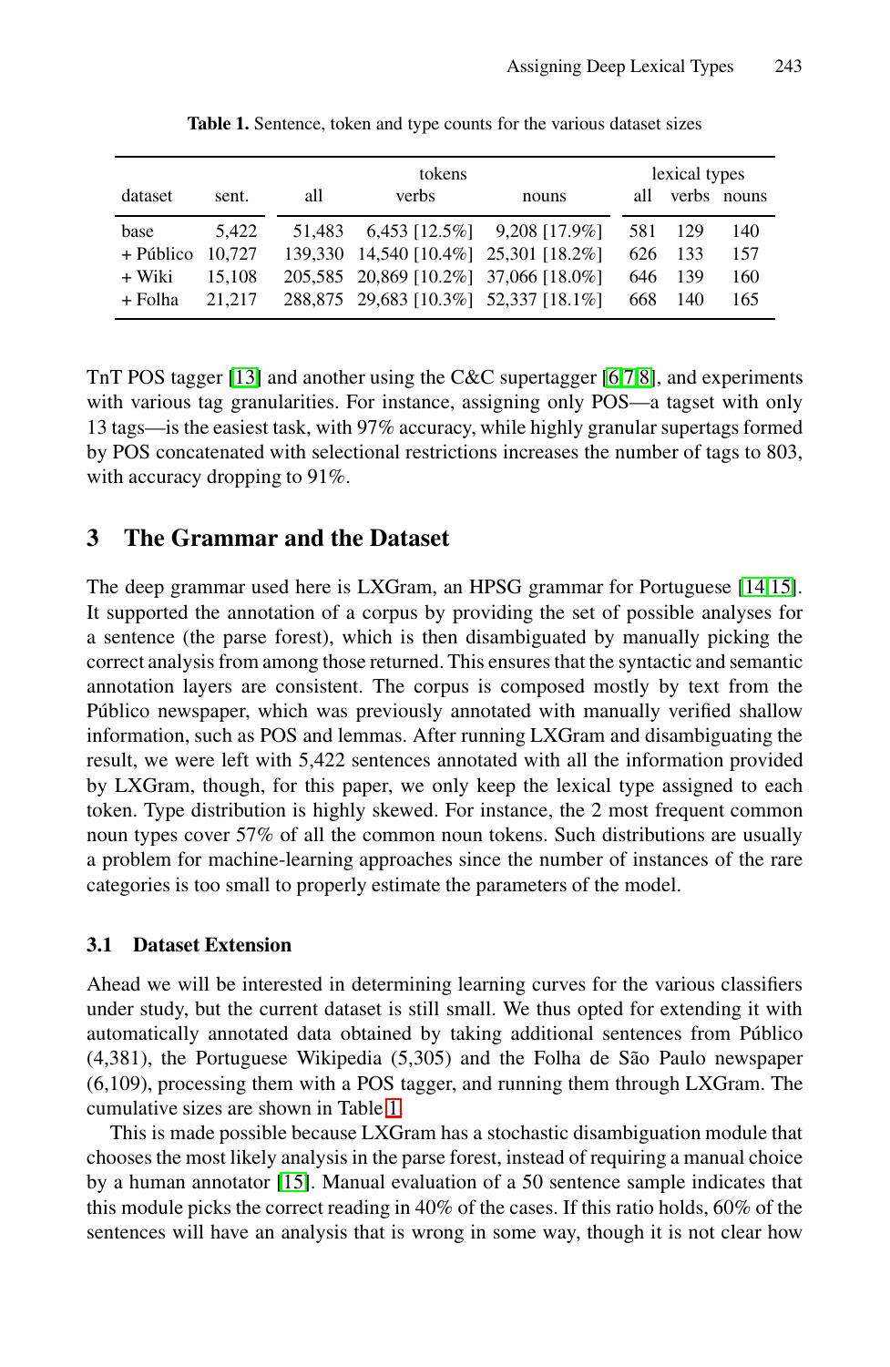**Table 1.** Sentence, token and type counts for the various dataset sizes

| dataset | sent. | tokens | | | lexical types | | |
|---|---|---|---|---|---|---|---|
| | | all | verbs | nouns | all | verbs | nouns |
| base | 5,422 | 51,483 | 6,453 [12.5%] | 9,208 [17.9%] | 581 | 129 | 140 |
| + Público | 10,727 | 139,330 | 14,540 [10.4%] | 25,301 [18.2%] | 626 | 133 | 157 |
| + Wiki | 15,108 | 205,585 | 20,869 [10.2%] | 37,066 [18.0%] | 646 | 139 | 160 |
| + Folha | 21,217 | 288,875 | 29,683 [10.3%] | 52,337 [18.1%] | 668 | 140 | 165 |

TnT POS tagger [13] and another using the C&C supertagger [6,7,8], and experiments with various tag granularities. For instance, assigning only POS—a tagset with only 13 tags—is the easiest task, with 97% accuracy, while highly granular supertags formed by POS concatenated with selectional restrictions increases the number of tags to 803, with accuracy dropping to 91%.

## 3 The Grammar and the Dataset

The deep grammar used here is LXGram, an HPSG grammar for Portuguese [14,15]. It supported the annotation of a corpus by providing the set of possible analyses for a sentence (the parse forest), which is then disambiguated by manually picking the correct analysis from among those returned. This ensures that the syntactic and semantic annotation layers are consistent. The corpus is composed mostly by text from the Público newspaper, which was previously annotated with manually verified shallow information, such as POS and lemmas. After running LXGram and disambiguating the result, we were left with 5,422 sentences annotated with all the information provided by LXGram, though, for this paper, we only keep the lexical type assigned to each token. Type distribution is highly skewed. For instance, the 2 most frequent common noun types cover 57% of all the common noun tokens. Such distributions are usually a problem for machine-learning approaches since the number of instances of the rare categories is too small to properly estimate the parameters of the model.

### 3.1 Dataset Extension

Ahead we will be interested in determining learning curves for the various classifiers under study, but the current dataset is still small. We thus opted for extending it with automatically annotated data obtained by taking additional sentences from Público (4,381), the Portuguese Wikipedia (5,305) and the Folha de São Paulo newspaper (6,109), processing them with a POS tagger, and running them through LXGram. The cumulative sizes are shown in Table 1.

This is made possible because LXGram has a stochastic disambiguation module that chooses the most likely analysis in the parse forest, instead of requiring a manual choice by a human annotator [15]. Manual evaluation of a 50 sentence sample indicates that this module picks the correct reading in 40% of the cases. If this ratio holds, 60% of the sentences will have an analysis that is wrong in some way, though it is not clear how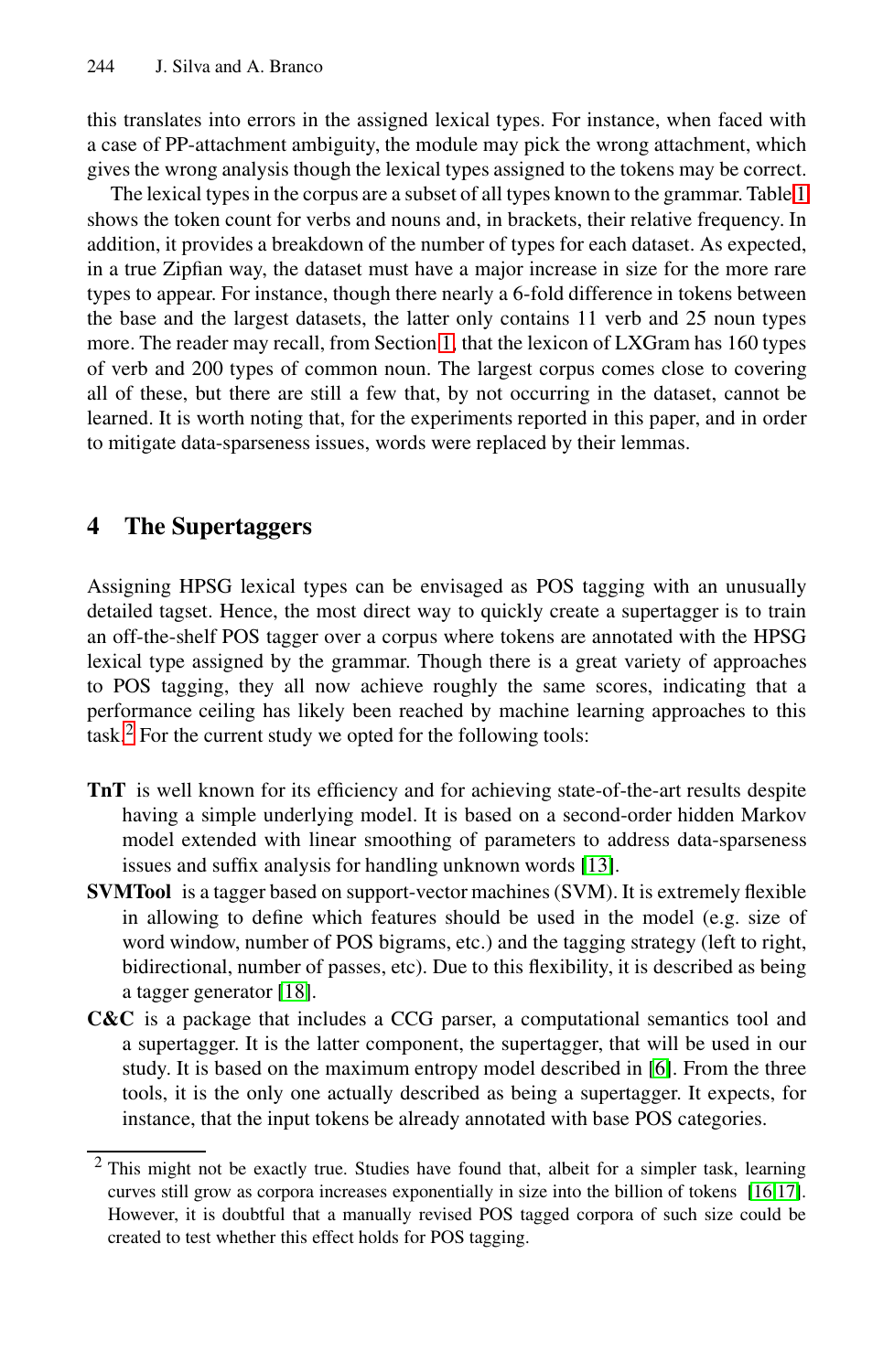this translates into errors in the assigned lexical types. For instance, when faced with a case of PP-attachment ambiguity, the module may pick the wrong attachment, which gives the wrong analysis though the lexical types assigned to the tokens may be correct.

The lexical types in the corpus are a subset of all types known to the grammar. Table 1 shows the token count for verbs and nouns and, in brackets, their relative frequency. In addition, it provides a breakdown of the number of types for each dataset. As expected, in a true Zipfian way, the dataset must have a major increase in size for the more rare types to appear. For instance, though there nearly a 6-fold difference in tokens between the base and the largest datasets, the latter only contains 11 verb and 25 noun types more. The reader may recall, from Section 1, that the lexicon of LXGram has 160 types of verb and 200 types of common noun. The largest corpus comes close to covering all of these, but there are still a few that, by not occurring in the dataset, cannot be learned. It is worth noting that, for the experiments reported in this paper, and in order to mitigate data-sparseness issues, words were replaced by their lemmas.

## 4 The Supertaggers

Assigning HPSG lexical types can be envisaged as POS tagging with an unusually detailed tagset. Hence, the most direct way to quickly create a supertagger is to train an off-the-shelf POS tagger over a corpus where tokens are annotated with the HPSG lexical type assigned by the grammar. Though there is a great variety of approaches to POS tagging, they all now achieve roughly the same scores, indicating that a performance ceiling has likely been reached by machine learning approaches to this task.[2] For the current study we opted for the following tools:

**TnT** is well known for its efficiency and for achieving state-of-the-art results despite having a simple underlying model. It is based on a second-order hidden Markov model extended with linear smoothing of parameters to address data-sparseness issues and suffix analysis for handling unknown words [13].

**SVMTool** is a tagger based on support-vector machines (SVM). It is extremely flexible in allowing to define which features should be used in the model (e.g. size of word window, number of POS bigrams, etc.) and the tagging strategy (left to right, bidirectional, number of passes, etc). Due to this flexibility, it is described as being a tagger generator [18].

**C&C** is a package that includes a CCG parser, a computational semantics tool and a supertagger. It is the latter component, the supertagger, that will be used in our study. It is based on the maximum entropy model described in [6]. From the three tools, it is the only one actually described as being a supertagger. It expects, for instance, that the input tokens be already annotated with base POS categories.

---

[2] This might not be exactly true. Studies have found that, albeit for a simpler task, learning curves still grow as corpora increases exponentially in size into the billion of tokens [16,17]. However, it is doubtful that a manually revised POS tagged corpora of such size could be created to test whether this effect holds for POS tagging.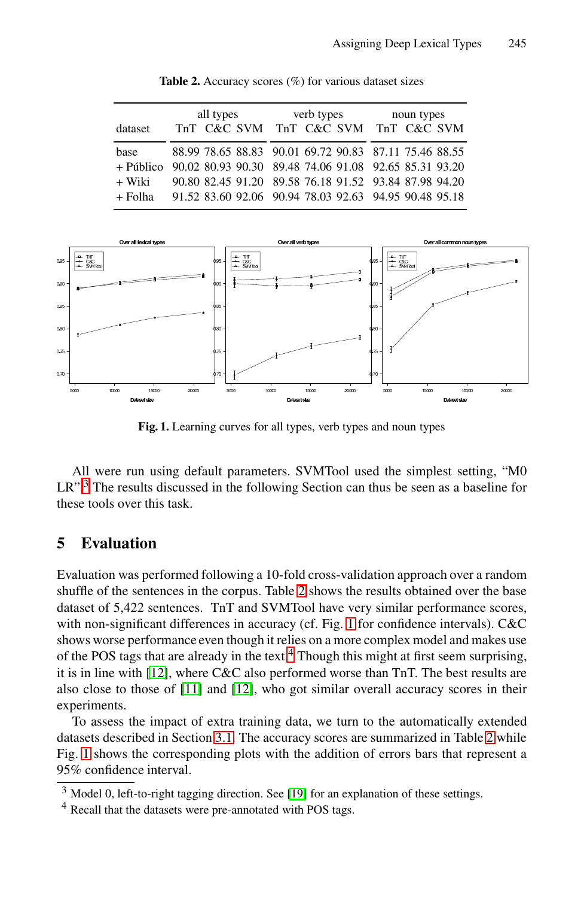**Table 2.** Accuracy scores (%) for various dataset sizes

| dataset | all types | | | verb types | | | noun types | | |
|---|---|---|---|---|---|---|---|---|---|
| | TnT | C&C | SVM | TnT | C&C | SVM | TnT | C&C | SVM |
| base | 88.99 | 78.65 | 88.83 | 90.01 | 69.72 | 90.83 | 87.11 | 75.46 | 88.55 |
| + Público | 90.02 | 80.93 | 90.30 | 89.48 | 74.06 | 91.08 | 92.65 | 85.31 | 93.20 |
| + Wiki | 90.80 | 82.45 | 91.20 | 89.58 | 76.18 | 91.52 | 93.84 | 87.98 | 94.20 |
| + Folha | 91.52 | 83.60 | 92.06 | 90.94 | 78.03 | 92.63 | 94.95 | 90.48 | 95.18 |

**Fig. 1.** Learning curves for all types, verb types and noun types

All were run using default parameters. SVMTool used the simplest setting, "M0 LR".[3] The results discussed in the following Section can thus be seen as a baseline for these tools over this task.

## 5 Evaluation

Evaluation was performed following a 10-fold cross-validation approach over a random shuffle of the sentences in the corpus. Table 2 shows the results obtained over the base dataset of 5,422 sentences. TnT and SVMTool have very similar performance scores, with non-significant differences in accuracy (cf. Fig. 1 for confidence intervals). C&C shows worse performance even though it relies on a more complex model and makes use of the POS tags that are already in the text.[4] Though this might at first seem surprising, it is in line with [12], where C&C also performed worse than TnT. The best results are also close to those of [11] and [12], who got similar overall accuracy scores in their experiments.

To assess the impact of extra training data, we turn to the automatically extended datasets described in Section 3.1. The accuracy scores are summarized in Table 2 while Fig. 1 shows the corresponding plots with the addition of errors bars that represent a 95% confidence interval.

[3] Model 0, left-to-right tagging direction. See [19] for an explanation of these settings.

[4] Recall that the datasets were pre-annotated with POS tags.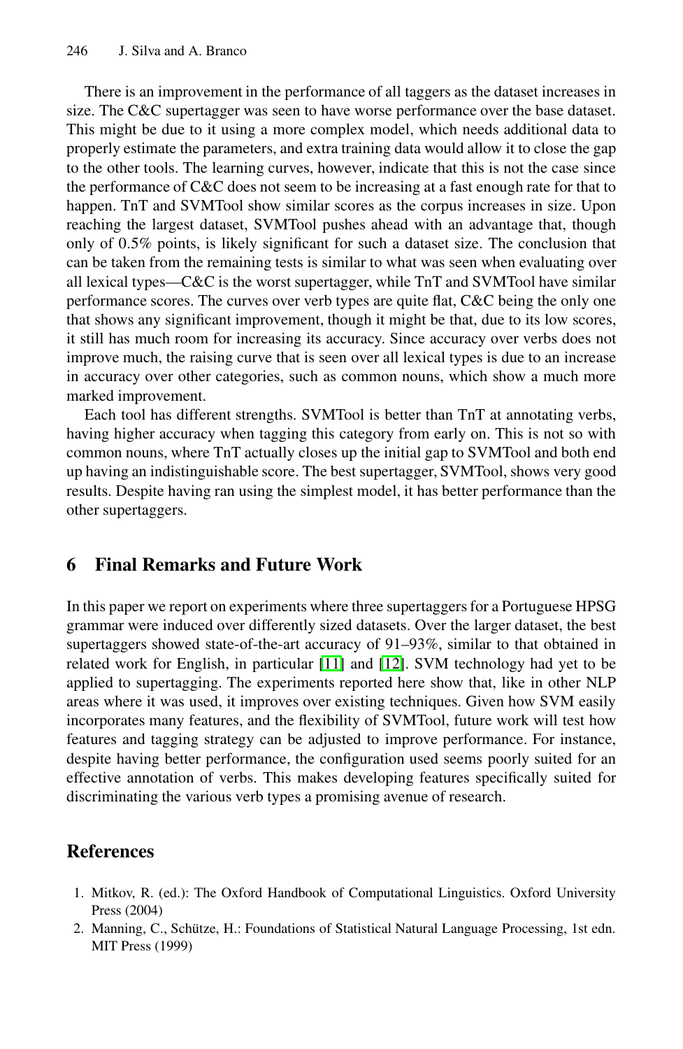There is an improvement in the performance of all taggers as the dataset increases in size. The C&C supertagger was seen to have worse performance over the base dataset. This might be due to it using a more complex model, which needs additional data to properly estimate the parameters, and extra training data would allow it to close the gap to the other tools. The learning curves, however, indicate that this is not the case since the performance of C&C does not seem to be increasing at a fast enough rate for that to happen. TnT and SVMTool show similar scores as the corpus increases in size. Upon reaching the largest dataset, SVMTool pushes ahead with an advantage that, though only of 0.5% points, is likely significant for such a dataset size. The conclusion that can be taken from the remaining tests is similar to what was seen when evaluating over all lexical types—C&C is the worst supertagger, while TnT and SVMTool have similar performance scores. The curves over verb types are quite flat, C&C being the only one that shows any significant improvement, though it might be that, due to its low scores, it still has much room for increasing its accuracy. Since accuracy over verbs does not improve much, the raising curve that is seen over all lexical types is due to an increase in accuracy over other categories, such as common nouns, which show a much more marked improvement.

Each tool has different strengths. SVMTool is better than TnT at annotating verbs, having higher accuracy when tagging this category from early on. This is not so with common nouns, where TnT actually closes up the initial gap to SVMTool and both end up having an indistinguishable score. The best supertagger, SVMTool, shows very good results. Despite having ran using the simplest model, it has better performance than the other supertaggers.

## 6 Final Remarks and Future Work

In this paper we report on experiments where three supertaggers for a Portuguese HPSG grammar were induced over differently sized datasets. Over the larger dataset, the best supertaggers showed state-of-the-art accuracy of 91–93%, similar to that obtained in related work for English, in particular [11] and [12]. SVM technology had yet to be applied to supertagging. The experiments reported here show that, like in other NLP areas where it was used, it improves over existing techniques. Given how SVM easily incorporates many features, and the flexibility of SVMTool, future work will test how features and tagging strategy can be adjusted to improve performance. For instance, despite having better performance, the configuration used seems poorly suited for an effective annotation of verbs. This makes developing features specifically suited for discriminating the various verb types a promising avenue of research.

## References

1. Mitkov, R. (ed.): The Oxford Handbook of Computational Linguistics. Oxford University Press (2004)
2. Manning, C., Schütze, H.: Foundations of Statistical Natural Language Processing, 1st edn. MIT Press (1999)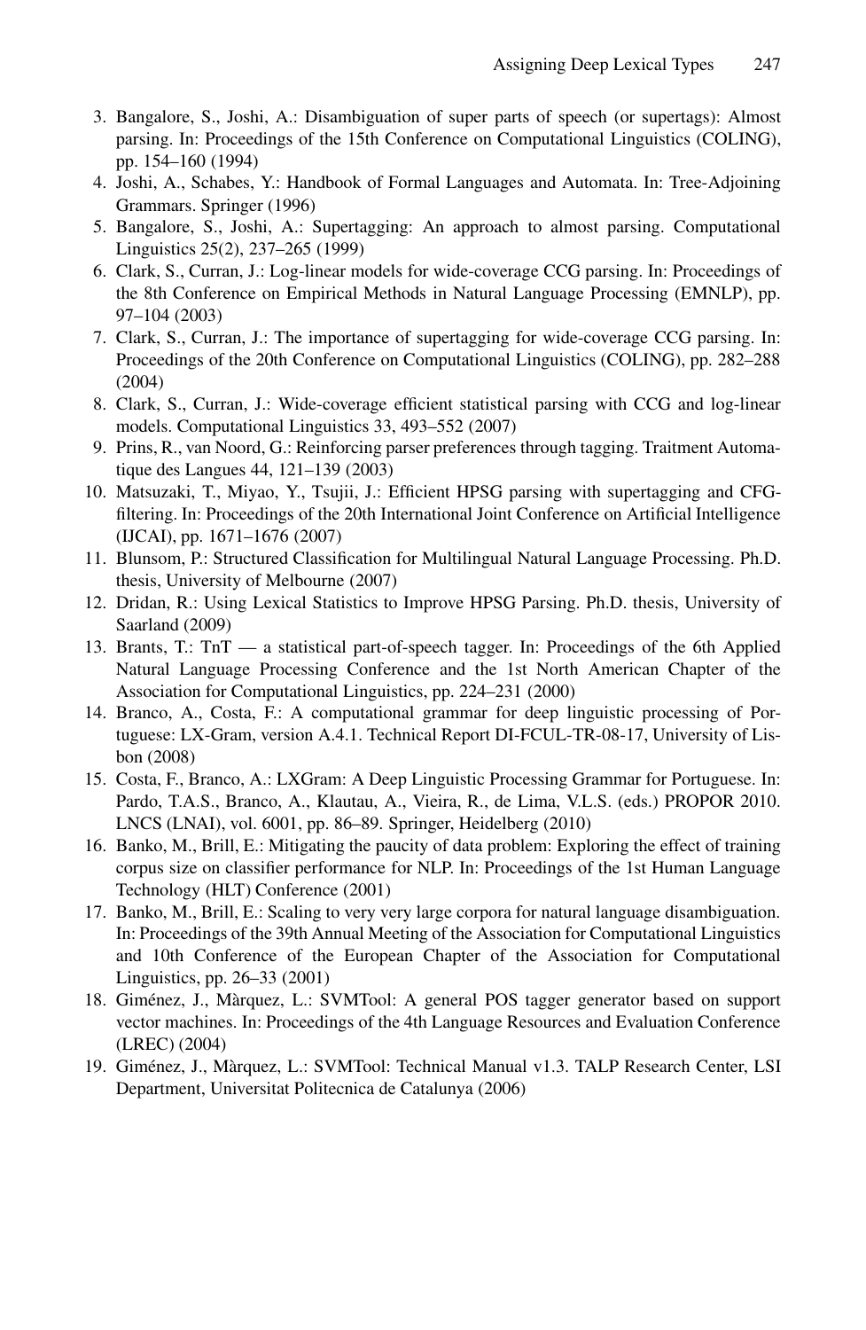3. Bangalore, S., Joshi, A.: Disambiguation of super parts of speech (or supertags): Almost parsing. In: Proceedings of the 15th Conference on Computational Linguistics (COLING), pp. 154–160 (1994)
4. Joshi, A., Schabes, Y.: Handbook of Formal Languages and Automata. In: Tree-Adjoining Grammars. Springer (1996)
5. Bangalore, S., Joshi, A.: Supertagging: An approach to almost parsing. Computational Linguistics 25(2), 237–265 (1999)
6. Clark, S., Curran, J.: Log-linear models for wide-coverage CCG parsing. In: Proceedings of the 8th Conference on Empirical Methods in Natural Language Processing (EMNLP), pp. 97–104 (2003)
7. Clark, S., Curran, J.: The importance of supertagging for wide-coverage CCG parsing. In: Proceedings of the 20th Conference on Computational Linguistics (COLING), pp. 282–288 (2004)
8. Clark, S., Curran, J.: Wide-coverage efficient statistical parsing with CCG and log-linear models. Computational Linguistics 33, 493–552 (2007)
9. Prins, R., van Noord, G.: Reinforcing parser preferences through tagging. Traitment Automatique des Langues 44, 121–139 (2003)
10. Matsuzaki, T., Miyao, Y., Tsujii, J.: Efficient HPSG parsing with supertagging and CFG-filtering. In: Proceedings of the 20th International Joint Conference on Artificial Intelligence (IJCAI), pp. 1671–1676 (2007)
11. Blunsom, P.: Structured Classification for Multilingual Natural Language Processing. Ph.D. thesis, University of Melbourne (2007)
12. Dridan, R.: Using Lexical Statistics to Improve HPSG Parsing. Ph.D. thesis, University of Saarland (2009)
13. Brants, T.: TnT — a statistical part-of-speech tagger. In: Proceedings of the 6th Applied Natural Language Processing Conference and the 1st North American Chapter of the Association for Computational Linguistics, pp. 224–231 (2000)
14. Branco, A., Costa, F.: A computational grammar for deep linguistic processing of Portuguese: LX-Gram, version A.4.1. Technical Report DI-FCUL-TR-08-17, University of Lisbon (2008)
15. Costa, F., Branco, A.: LXGram: A Deep Linguistic Processing Grammar for Portuguese. In: Pardo, T.A.S., Branco, A., Klautau, A., Vieira, R., de Lima, V.L.S. (eds.) PROPOR 2010. LNCS (LNAI), vol. 6001, pp. 86–89. Springer, Heidelberg (2010)
16. Banko, M., Brill, E.: Mitigating the paucity of data problem: Exploring the effect of training corpus size on classifier performance for NLP. In: Proceedings of the 1st Human Language Technology (HLT) Conference (2001)
17. Banko, M., Brill, E.: Scaling to very very large corpora for natural language disambiguation. In: Proceedings of the 39th Annual Meeting of the Association for Computational Linguistics and 10th Conference of the European Chapter of the Association for Computational Linguistics, pp. 26–33 (2001)
18. Giménez, J., Màrquez, L.: SVMTool: A general POS tagger generator based on support vector machines. In: Proceedings of the 4th Language Resources and Evaluation Conference (LREC) (2004)
19. Giménez, J., Màrquez, L.: SVMTool: Technical Manual v1.3. TALP Research Center, LSI Department, Universitat Politecnica de Catalunya (2006)